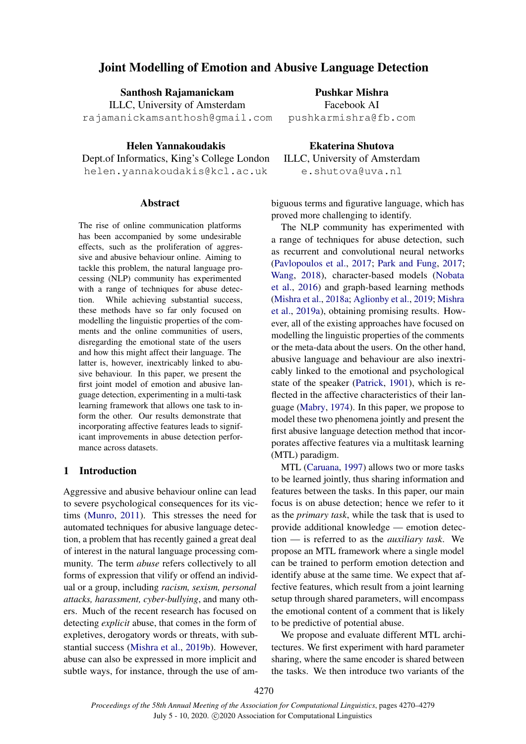# Joint Modelling of Emotion and Abusive Language Detection

**Santhosh Rajamanickam**
ILLC, University of Amsterdam
rajamanickamsanthosh@gmail.com

**Pushkar Mishra**
Facebook AI
pushkarmishra@fb.com

**Helen Yannakoudakis**
Dept.of Informatics, King's College London
helen.yannakoudakis@kcl.ac.uk

**Ekaterina Shutova**
ILLC, University of Amsterdam
e.shutova@uva.nl

## Abstract

The rise of online communication platforms has been accompanied by some undesirable effects, such as the proliferation of aggressive and abusive behaviour online. Aiming to tackle this problem, the natural language processing (NLP) community has experimented with a range of techniques for abuse detection. While achieving substantial success, these methods have so far only focused on modelling the linguistic properties of the comments and the online communities of users, disregarding the emotional state of the users and how this might affect their language. The latter is, however, inextricably linked to abusive behaviour. In this paper, we present the first joint model of emotion and abusive language detection, experimenting in a multi-task learning framework that allows one task to inform the other. Our results demonstrate that incorporating affective features leads to significant improvements in abuse detection performance across datasets.

## 1 Introduction

Aggressive and abusive behaviour online can lead to severe psychological consequences for its victims (Munro, 2011). This stresses the need for automated techniques for abusive language detection, a problem that has recently gained a great deal of interest in the natural language processing community. The term *abuse* refers collectively to all forms of expression that vilify or offend an individual or a group, including *racism, sexism, personal attacks, harassment, cyber-bullying*, and many others. Much of the recent research has focused on detecting *explicit* abuse, that comes in the form of expletives, derogatory words or threats, with substantial success (Mishra et al., 2019b). However, abuse can also be expressed in more implicit and subtle ways, for instance, through the use of ambiguous terms and figurative language, which has proved more challenging to identify.

The NLP community has experimented with a range of techniques for abuse detection, such as recurrent and convolutional neural networks (Pavlopoulos et al., 2017; Park and Fung, 2017; Wang, 2018), character-based models (Nobata et al., 2016) and graph-based learning methods (Mishra et al., 2018a; Aglionby et al., 2019; Mishra et al., 2019a), obtaining promising results. However, all of the existing approaches have focused on modelling the linguistic properties of the comments or the meta-data about the users. On the other hand, abusive language and behaviour are also inextricably linked to the emotional and psychological state of the speaker (Patrick, 1901), which is reflected in the affective characteristics of their language (Mabry, 1974). In this paper, we propose to model these two phenomena jointly and present the first abusive language detection method that incorporates affective features via a multitask learning (MTL) paradigm.

MTL (Caruana, 1997) allows two or more tasks to be learned jointly, thus sharing information and features between the tasks. In this paper, our main focus is on abuse detection; hence we refer to it as the *primary task*, while the task that is used to provide additional knowledge — emotion detection — is referred to as the *auxiliary task*. We propose an MTL framework where a single model can be trained to perform emotion detection and identify abuse at the same time. We expect that affective features, which result from a joint learning setup through shared parameters, will encompass the emotional content of a comment that is likely to be predictive of potential abuse.

We propose and evaluate different MTL architectures. We first experiment with hard parameter sharing, where the same encoder is shared between the tasks. We then introduce two variants of the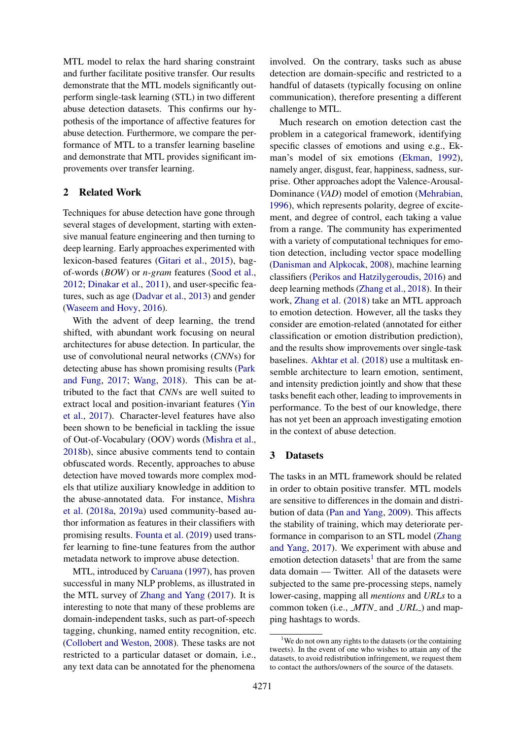MTL model to relax the hard sharing constraint and further facilitate positive transfer. Our results demonstrate that the MTL models significantly outperform single-task learning (STL) in two different abuse detection datasets. This confirms our hypothesis of the importance of affective features for abuse detection. Furthermore, we compare the performance of MTL to a transfer learning baseline and demonstrate that MTL provides significant improvements over transfer learning.

## 2 Related Work

Techniques for abuse detection have gone through several stages of development, starting with extensive manual feature engineering and then turning to deep learning. Early approaches experimented with lexicon-based features (Gitari et al., 2015), bag-of-words (*BOW*) or *n-gram* features (Sood et al., 2012; Dinakar et al., 2011), and user-specific features, such as age (Dadvar et al., 2013) and gender (Waseem and Hovy, 2016).

With the advent of deep learning, the trend shifted, with abundant work focusing on neural architectures for abuse detection. In particular, the use of convolutional neural networks (*CNN*s) for detecting abuse has shown promising results (Park and Fung, 2017; Wang, 2018). This can be attributed to the fact that *CNN*s are well suited to extract local and position-invariant features (Yin et al., 2017). Character-level features have also been shown to be beneficial in tackling the issue of Out-of-Vocabulary (OOV) words (Mishra et al., 2018b), since abusive comments tend to contain obfuscated words. Recently, approaches to abuse detection have moved towards more complex models that utilize auxiliary knowledge in addition to the abuse-annotated data. For instance, Mishra et al. (2018a, 2019a) used community-based author information as features in their classifiers with promising results. Founta et al. (2019) used transfer learning to fine-tune features from the author metadata network to improve abuse detection.

MTL, introduced by Caruana (1997), has proven successful in many NLP problems, as illustrated in the MTL survey of Zhang and Yang (2017). It is interesting to note that many of these problems are domain-independent tasks, such as part-of-speech tagging, chunking, named entity recognition, etc. (Collobert and Weston, 2008). These tasks are not restricted to a particular dataset or domain, i.e., any text data can be annotated for the phenomena involved. On the contrary, tasks such as abuse detection are domain-specific and restricted to a handful of datasets (typically focusing on online communication), therefore presenting a different challenge to MTL.

Much research on emotion detection cast the problem in a categorical framework, identifying specific classes of emotions and using e.g., Ekman's model of six emotions (Ekman, 1992), namely anger, disgust, fear, happiness, sadness, surprise. Other approaches adopt the Valence-Arousal-Dominance (*VAD*) model of emotion (Mehrabian, 1996), which represents polarity, degree of excitement, and degree of control, each taking a value from a range. The community has experimented with a variety of computational techniques for emotion detection, including vector space modelling (Danisman and Alpkocak, 2008), machine learning classifiers (Perikos and Hatzilygeroudis, 2016) and deep learning methods (Zhang et al., 2018). In their work, Zhang et al. (2018) take an MTL approach to emotion detection. However, all the tasks they consider are emotion-related (annotated for either classification or emotion distribution prediction), and the results show improvements over single-task baselines. Akhtar et al. (2018) use a multitask ensemble architecture to learn emotion, sentiment, and intensity prediction jointly and show that these tasks benefit each other, leading to improvements in performance. To the best of our knowledge, there has not yet been an approach investigating emotion in the context of abuse detection.

## 3 Datasets

The tasks in an MTL framework should be related in order to obtain positive transfer. MTL models are sensitive to differences in the domain and distribution of data (Pan and Yang, 2009). This affects the stability of training, which may deteriorate performance in comparison to an STL model (Zhang and Yang, 2017). We experiment with abuse and emotion detection datasets[1] that are from the same data domain — Twitter. All of the datasets were subjected to the same pre-processing steps, namely lower-casing, mapping all *mentions* and *URLs* to a common token (i.e., *_MTN_* and *_URL_*) and mapping hashtags to words.

[1] We do not own any rights to the datasets (or the containing tweets). In the event of one who wishes to attain any of the datasets, to avoid redistribution infringement, we request them to contact the authors/owners of the source of the datasets.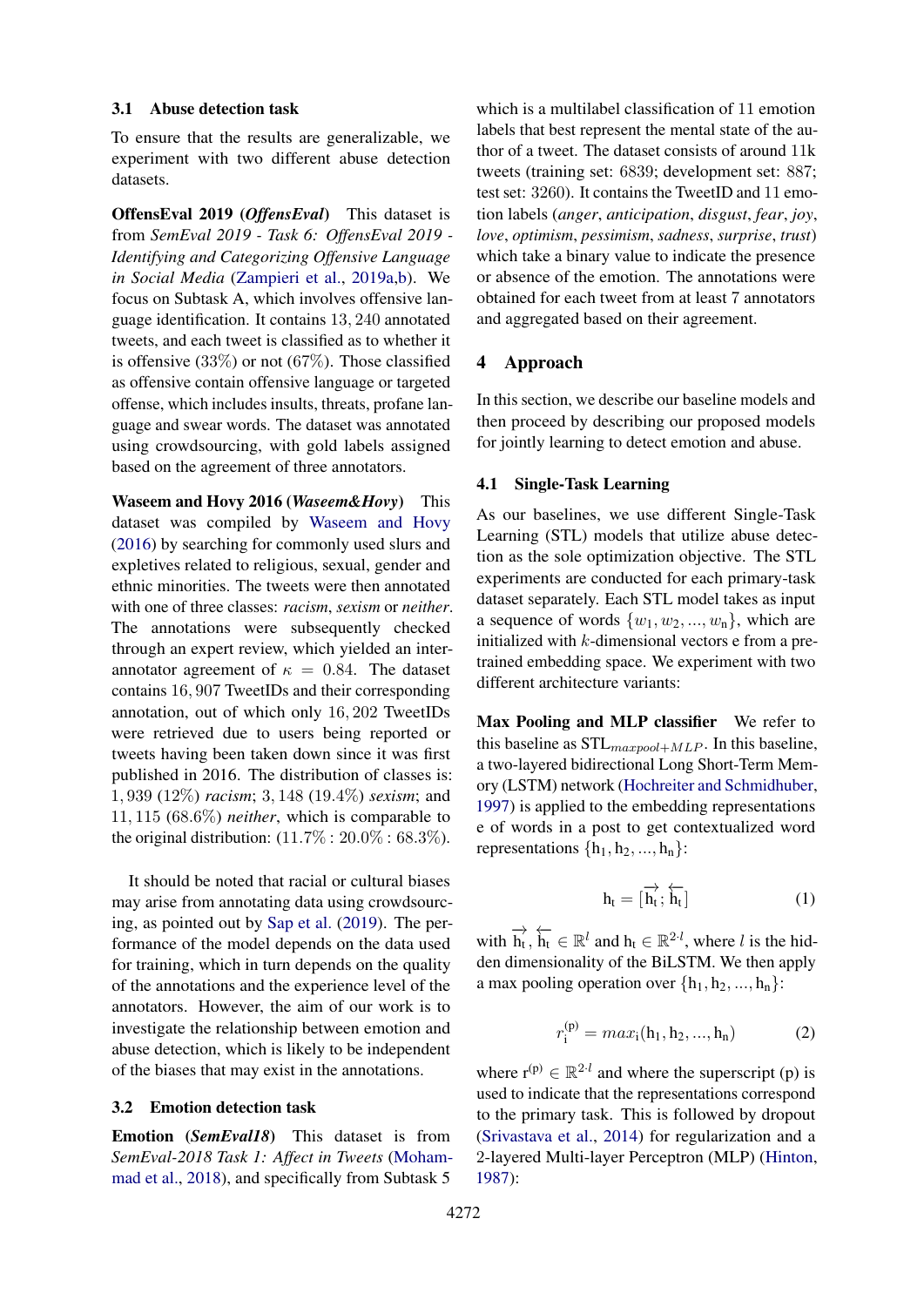### 3.1 Abuse detection task

To ensure that the results are generalizable, we experiment with two different abuse detection datasets.

**OffensEval 2019 (*OffensEval*)** This dataset is from *SemEval 2019 - Task 6: OffensEval 2019 - Identifying and Categorizing Offensive Language in Social Media* (Zampieri et al., 2019a,b). We focus on Subtask A, which involves offensive language identification. It contains $13,240$ annotated tweets, and each tweet is classified as to whether it is offensive ($33\%$) or not ($67\%$). Those classified as offensive contain offensive language or targeted offense, which includes insults, threats, profane language and swear words. The dataset was annotated using crowdsourcing, with gold labels assigned based on the agreement of three annotators.

**Waseem and Hovy 2016 (*Waseem&Hovy*)** This dataset was compiled by Waseem and Hovy (2016) by searching for commonly used slurs and expletives related to religious, sexual, gender and ethnic minorities. The tweets were then annotated with one of three classes: *racism*, *sexism* or *neither*. The annotations were subsequently checked through an expert review, which yielded an inter-annotator agreement of $\kappa = 0.84$. The dataset contains $16,907$ TweetIDs and their corresponding annotation, out of which only $16,202$ TweetIDs were retrieved due to users being reported or tweets having been taken down since it was first published in 2016. The distribution of classes is: $1,939$ ($12\%$) *racism*; $3,148$ ($19.4\%$) *sexism*; and $11,115$ ($68.6\%$) *neither*, which is comparable to the original distribution: ($11.7\% : 20.0\% : 68.3\%$).

It should be noted that racial or cultural biases may arise from annotating data using crowdsourcing, as pointed out by Sap et al. (2019). The performance of the model depends on the data used for training, which in turn depends on the quality of the annotations and the experience level of the annotators. However, the aim of our work is to investigate the relationship between emotion and abuse detection, which is likely to be independent of the biases that may exist in the annotations.

### 3.2 Emotion detection task

**Emotion (*SemEval18*)** This dataset is from *SemEval-2018 Task 1: Affect in Tweets* (Mohammad et al., 2018), and specifically from Subtask 5 which is a multilabel classification of 11 emotion labels that best represent the mental state of the author of a tweet. The dataset consists of around 11k tweets (training set: $6839$; development set: $887$; test set: $3260$). It contains the TweetID and 11 emotion labels (*anger*, *anticipation*, *disgust*, *fear*, *joy*, *love*, *optimism*, *pessimism*, *sadness*, *surprise*, *trust*) which take a binary value to indicate the presence or absence of the emotion. The annotations were obtained for each tweet from at least 7 annotators and aggregated based on their agreement.

## 4 Approach

In this section, we describe our baseline models and then proceed by describing our proposed models for jointly learning to detect emotion and abuse.

### 4.1 Single-Task Learning

As our baselines, we use different Single-Task Learning (STL) models that utilize abuse detection as the sole optimization objective. The STL experiments are conducted for each primary-task dataset separately. Each STL model takes as input a sequence of words $\{w_1, w_2, ..., w_n\}$, which are initialized with $k$-dimensional vectors e from a pre-trained embedding space. We experiment with two different architecture variants:

**Max Pooling and MLP classifier** We refer to this baseline as $\text{STL}_{maxpool+MLP}$. In this baseline, a two-layered bidirectional Long Short-Term Memory (LSTM) network (Hochreiter and Schmidhuber, 1997) is applied to the embedding representations e of words in a post to get contextualized word representations $\{\mathrm{h}_1, \mathrm{h}_2, ..., \mathrm{h}_n\}$:

$$\mathrm{h}_t = [\overrightarrow{\mathrm{h}_t}; \overleftarrow{\mathrm{h}_t}] \tag{1}$$

with $\overrightarrow{\mathrm{h}_t}, \overleftarrow{\mathrm{h}_t} \in \mathbb{R}^l$ and $\mathrm{h}_t \in \mathbb{R}^{2 \cdot l}$, where $l$ is the hidden dimensionality of the BiLSTM. We then apply a max pooling operation over $\{\mathrm{h}_1, \mathrm{h}_2, ..., \mathrm{h}_n\}$:

$$r_i^{(p)} = max_i(\mathrm{h}_1, \mathrm{h}_2, ..., \mathrm{h}_n) \tag{2}$$

where $\mathrm{r}^{(p)} \in \mathbb{R}^{2 \cdot l}$ and where the superscript (p) is used to indicate that the representations correspond to the primary task. This is followed by dropout (Srivastava et al., 2014) for regularization and a 2-layered Multi-layer Perceptron (MLP) (Hinton, 1987):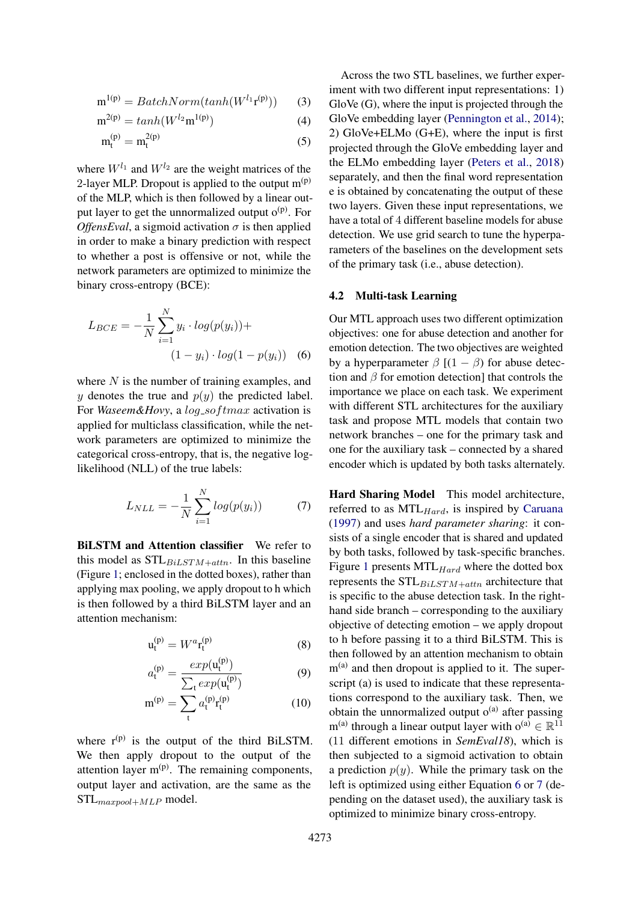$$\mathrm{m}^{1(\mathrm{p})} = BatchNorm(tanh(W^{l_1}\mathrm{r}^{(\mathrm{p})})) \quad (3)$$

$$\mathrm{m}^{2(\mathrm{p})} = tanh(W^{l_2}\mathrm{m}^{1(\mathrm{p})}) \quad (4)$$

$$\mathrm{m}_{\mathrm{t}}^{(\mathrm{p})} = \mathrm{m}_{\mathrm{t}}^{2(\mathrm{p})} \quad (5)$$

where $W^{l_1}$ and $W^{l_2}$ are the weight matrices of the 2-layer MLP. Dropout is applied to the output $\mathrm{m}^{(\mathrm{p})}$ of the MLP, which is then followed by a linear output layer to get the unnormalized output $\mathrm{o}^{(\mathrm{p})}$. For *OffensEval*, a sigmoid activation $\sigma$ is then applied in order to make a binary prediction with respect to whether a post is offensive or not, while the network parameters are optimized to minimize the binary cross-entropy (BCE):

$$L_{BCE} = -\frac{1}{N}\sum_{i=1}^{N} y_i \cdot log(p(y_i)) + (1 - y_i) \cdot log(1 - p(y_i)) \quad (6)$$

where $N$ is the number of training examples, and $y$ denotes the true and $p(y)$ the predicted label. For *Waseem&Hovy*, a $log\_softmax$ activation is applied for multiclass classification, while the network parameters are optimized to minimize the categorical cross-entropy, that is, the negative log-likelihood (NLL) of the true labels:

$$L_{NLL} = -\frac{1}{N}\sum_{i=1}^{N} log(p(y_i)) \quad (7)$$

**BiLSTM and Attention classifier** We refer to this model as STL$_{BiLSTM+attn}$. In this baseline (Figure 1; enclosed in the dotted boxes), rather than applying max pooling, we apply dropout to h which is then followed by a third BiLSTM layer and an attention mechanism:

$$\mathrm{u}_{\mathrm{t}}^{(\mathrm{p})} = W^{a}\mathrm{r}_{\mathrm{t}}^{(\mathrm{p})} \quad (8)$$

$$a_{\mathrm{t}}^{(\mathrm{p})} = \frac{exp(\mathrm{u}_{\mathrm{t}}^{(\mathrm{p})})}{\sum_{\mathrm{t}} exp(\mathrm{u}_{\mathrm{t}}^{(\mathrm{p})})} \quad (9)$$

$$\mathrm{m}^{(\mathrm{p})} = \sum_{\mathrm{t}} a_{\mathrm{t}}^{(\mathrm{p})}\mathrm{r}_{\mathrm{t}}^{(\mathrm{p})} \quad (10)$$

where $\mathrm{r}^{(\mathrm{p})}$ is the output of the third BiLSTM. We then apply dropout to the output of the attention layer $\mathrm{m}^{(\mathrm{p})}$. The remaining components, output layer and activation, are the same as the STL$_{maxpool+MLP}$ model.

Across the two STL baselines, we further experiment with two different input representations: 1) GloVe (G), where the input is projected through the GloVe embedding layer (Pennington et al., 2014); 2) GloVe+ELMo (G+E), where the input is first projected through the GloVe embedding layer and the ELMo embedding layer (Peters et al., 2018) separately, and then the final word representation e is obtained by concatenating the output of these two layers. Given these input representations, we have a total of 4 different baseline models for abuse detection. We use grid search to tune the hyperparameters of the baselines on the development sets of the primary task (i.e., abuse detection).

### 4.2 Multi-task Learning

Our MTL approach uses two different optimization objectives: one for abuse detection and another for emotion detection. The two objectives are weighted by a hyperparameter $\beta$ [$(1 - \beta)$ for abuse detection and $\beta$ for emotion detection] that controls the importance we place on each task. We experiment with different STL architectures for the auxiliary task and propose MTL models that contain two network branches – one for the primary task and one for the auxiliary task – connected by a shared encoder which is updated by both tasks alternately.

**Hard Sharing Model** This model architecture, referred to as MTL$_{Hard}$, is inspired by Caruana (1997) and uses *hard parameter sharing*: it consists of a single encoder that is shared and updated by both tasks, followed by task-specific branches. Figure 1 presents MTL$_{Hard}$ where the dotted box represents the STL$_{BiLSTM+attn}$ architecture that is specific to the abuse detection task. In the right-hand side branch – corresponding to the auxiliary objective of detecting emotion – we apply dropout to h before passing it to a third BiLSTM. This is then followed by an attention mechanism to obtain $\mathrm{m}^{(\mathrm{a})}$ and then dropout is applied to it. The superscript (a) is used to indicate that these representations correspond to the auxiliary task. Then, we obtain the unnormalized output $\mathrm{o}^{(\mathrm{a})}$ after passing $\mathrm{m}^{(\mathrm{a})}$ through a linear output layer with $\mathrm{o}^{(\mathrm{a})} \in \mathbb{R}^{11}$ (11 different emotions in *SemEval18*), which is then subjected to a sigmoid activation to obtain a prediction $p(y)$. While the primary task on the left is optimized using either Equation 6 or 7 (depending on the dataset used), the auxiliary task is optimized to minimize binary cross-entropy.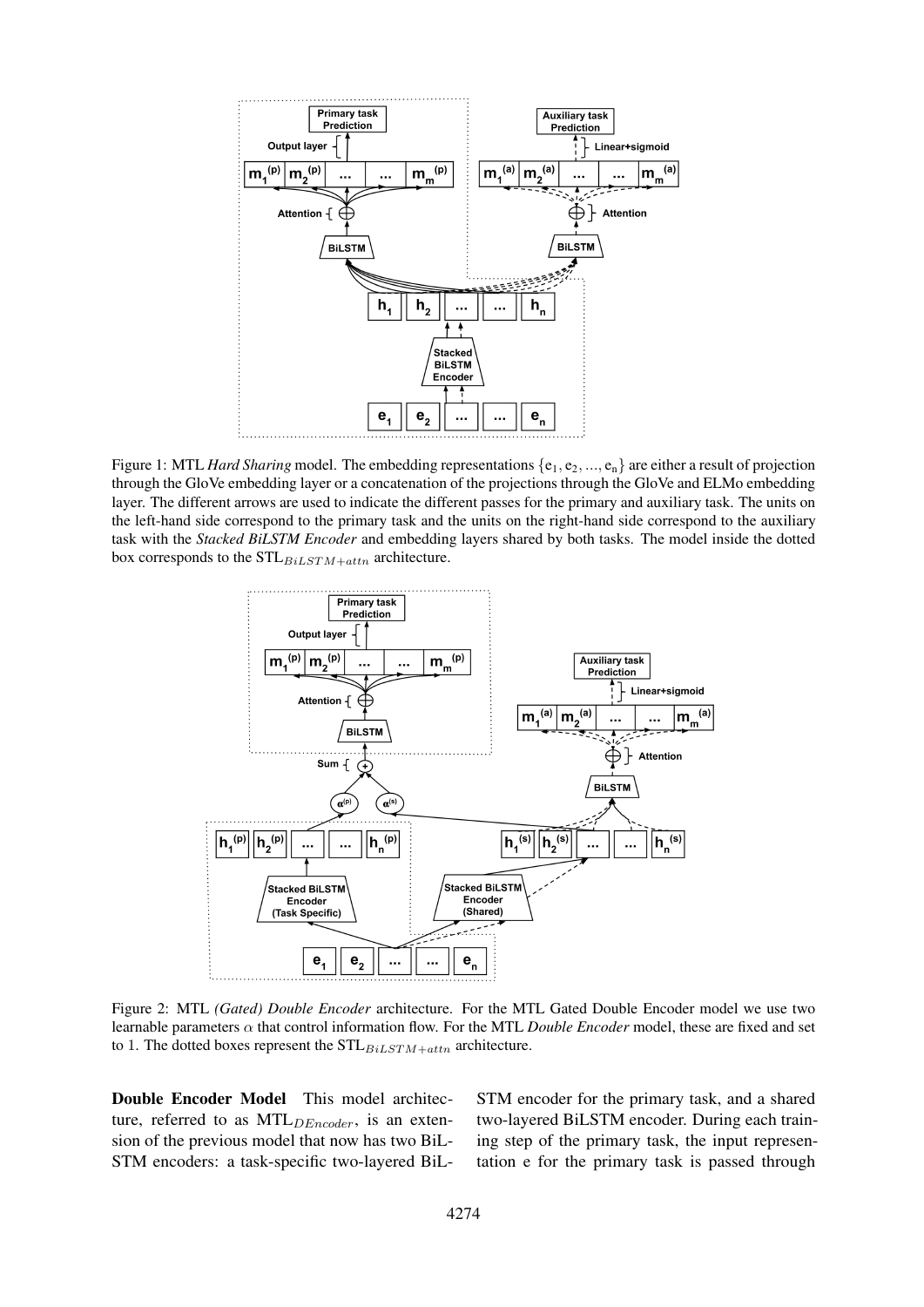Figure 1: MTL *Hard Sharing* model. The embedding representations $\{e_1, e_2, ..., e_n\}$ are either a result of projection through the GloVe embedding layer or a concatenation of the projections through the GloVe and ELMo embedding layer. The different arrows are used to indicate the different passes for the primary and auxiliary task. The units on the left-hand side correspond to the primary task and the units on the right-hand side correspond to the auxiliary task with the *Stacked BiLSTM Encoder* and embedding layers shared by both tasks. The model inside the dotted box corresponds to the $\text{STL}_{BiLSTM+attn}$ architecture.

Figure 2: MTL *(Gated) Double Encoder* architecture. For the MTL Gated Double Encoder model we use two learnable parameters $\alpha$ that control information flow. For the MTL *Double Encoder* model, these are fixed and set to 1. The dotted boxes represent the $\text{STL}_{BiLSTM+attn}$ architecture.

**Double Encoder Model** This model architecture, referred to as $\text{MTL}_{DEncoder}$, is an extension of the previous model that now has two BiLSTM encoders: a task-specific two-layered BiLSTM encoder for the primary task, and a shared two-layered BiLSTM encoder. During each training step of the primary task, the input representation e for the primary task is passed through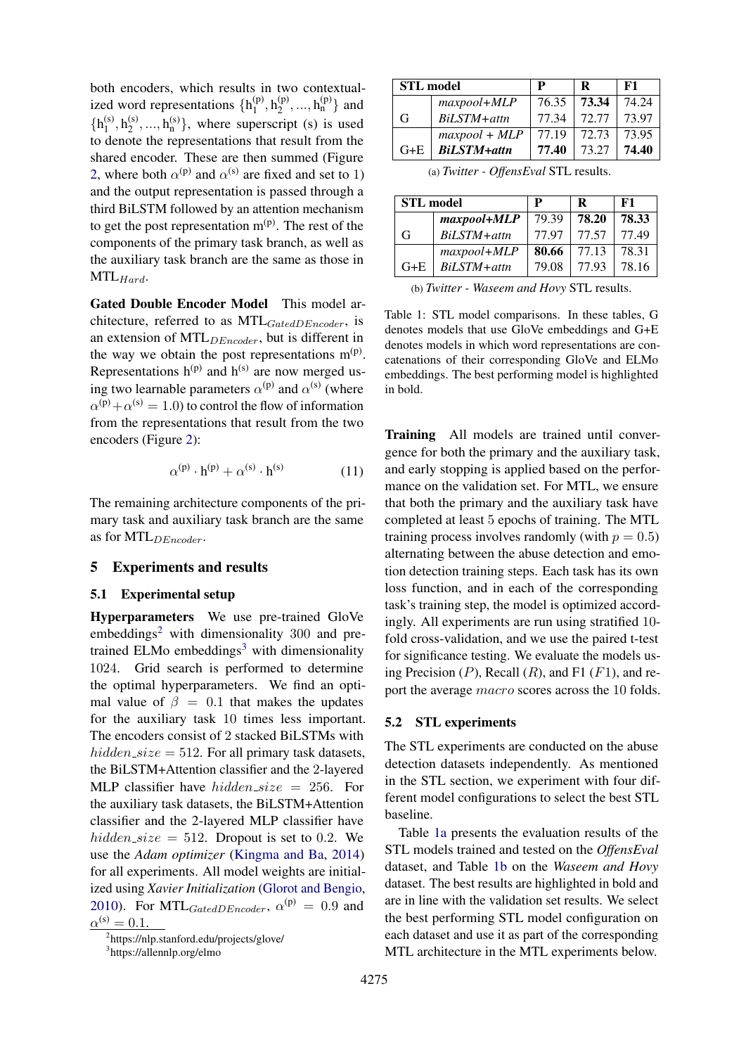both encoders, which results in two contextualized word representations $\{h_1^{(p)}, h_2^{(p)}, ..., h_n^{(p)}\}$ and $\{h_1^{(s)}, h_2^{(s)}, ..., h_n^{(s)}\}$, where superscript (s) is used to denote the representations that result from the shared encoder. These are then summed (Figure 2, where both $\alpha^{(p)}$ and $\alpha^{(s)}$ are fixed and set to 1) and the output representation is passed through a third BiLSTM followed by an attention mechanism to get the post representation $m^{(p)}$. The rest of the components of the primary task branch, as well as the auxiliary task branch are the same as those in $\text{MTL}_{Hard}$.

**Gated Double Encoder Model** This model architecture, referred to as $\text{MTL}_{GatedDEncoder}$, is an extension of $\text{MTL}_{DEncoder}$, but is different in the way we obtain the post representations $m^{(p)}$. Representations $h^{(p)}$ and $h^{(s)}$ are now merged using two learnable parameters $\alpha^{(p)}$ and $\alpha^{(s)}$ (where $\alpha^{(p)} + \alpha^{(s)} = 1.0$) to control the flow of information from the representations that result from the two encoders (Figure 2):

$$\alpha^{(p)} \cdot h^{(p)} + \alpha^{(s)} \cdot h^{(s)} \tag{11}$$

The remaining architecture components of the primary task and auxiliary task branch are the same as for $\text{MTL}_{DEncoder}$.

## 5 Experiments and results

### 5.1 Experimental setup

**Hyperparameters** We use pre-trained GloVe embeddings[2] with dimensionality 300 and pre-trained ELMo embeddings[3] with dimensionality 1024. Grid search is performed to determine the optimal hyperparameters. We find an optimal value of $\beta = 0.1$ that makes the updates for the auxiliary task 10 times less important. The encoders consist of 2 stacked BiLSTMs with $hidden\_size = 512$. For all primary task datasets, the BiLSTM+Attention classifier and the 2-layered MLP classifier have $hidden\_size = 256$. For the auxiliary task datasets, the BiLSTM+Attention classifier and the 2-layered MLP classifier have $hidden\_size = 512$. Dropout is set to 0.2. We use the *Adam optimizer* (Kingma and Ba, 2014) for all experiments. All model weights are initialized using *Xavier Initialization* (Glorot and Bengio, 2010). For $\text{MTL}_{GatedDEncoder}$, $\alpha^{(p)} = 0.9$ and $\alpha^{(s)} = 0.1$.

[2] https://nlp.stanford.edu/projects/glove/

[3] https://allennlp.org/elmo

| STL model | | P | R | F1 |
|---|---|---|---|---|
| G | *maxpool+MLP* | 76.35 | **73.34** | 74.24 |
| | *BiLSTM+attn* | 77.34 | 72.77 | 73.97 |
| G+E | *maxpool + MLP* | 77.19 | 72.73 | 73.95 |
| | ***BiLSTM+attn*** | **77.40** | 73.27 | **74.40** |

(a) *Twitter - OffensEval* STL results.

| STL model | | P | R | F1 |
|---|---|---|---|---|
| G | ***maxpool+MLP*** | 79.39 | **78.20** | **78.33** |
| | *BiLSTM+attn* | 77.97 | 77.57 | 77.49 |
| G+E | *maxpool+MLP* | **80.66** | 77.13 | 78.31 |
| | *BiLSTM+attn* | 79.08 | 77.93 | 78.16 |

(b) *Twitter - Waseem and Hovy* STL results.

Table 1: STL model comparisons. In these tables, G denotes models that use GloVe embeddings and G+E denotes models in which word representations are concatenations of their corresponding GloVe and ELMo embeddings. The best performing model is highlighted in bold.

**Training** All models are trained until convergence for both the primary and the auxiliary task, and early stopping is applied based on the performance on the validation set. For MTL, we ensure that both the primary and the auxiliary task have completed at least 5 epochs of training. The MTL training process involves randomly (with $p = 0.5$) alternating between the abuse detection and emotion detection training steps. Each task has its own loss function, and in each of the corresponding task's training step, the model is optimized accordingly. All experiments are run using stratified 10-fold cross-validation, and we use the paired t-test for significance testing. We evaluate the models using Precision ($P$), Recall ($R$), and F1 ($F1$), and report the average $macro$ scores across the 10 folds.

### 5.2 STL experiments

The STL experiments are conducted on the abuse detection datasets independently. As mentioned in the STL section, we experiment with four different model configurations to select the best STL baseline.

Table 1a presents the evaluation results of the STL models trained and tested on the *OffensEval* dataset, and Table 1b on the *Waseem and Hovy* dataset. The best results are highlighted in bold and are in line with the validation set results. We select the best performing STL model configuration on each dataset and use it as part of the corresponding MTL architecture in the MTL experiments below.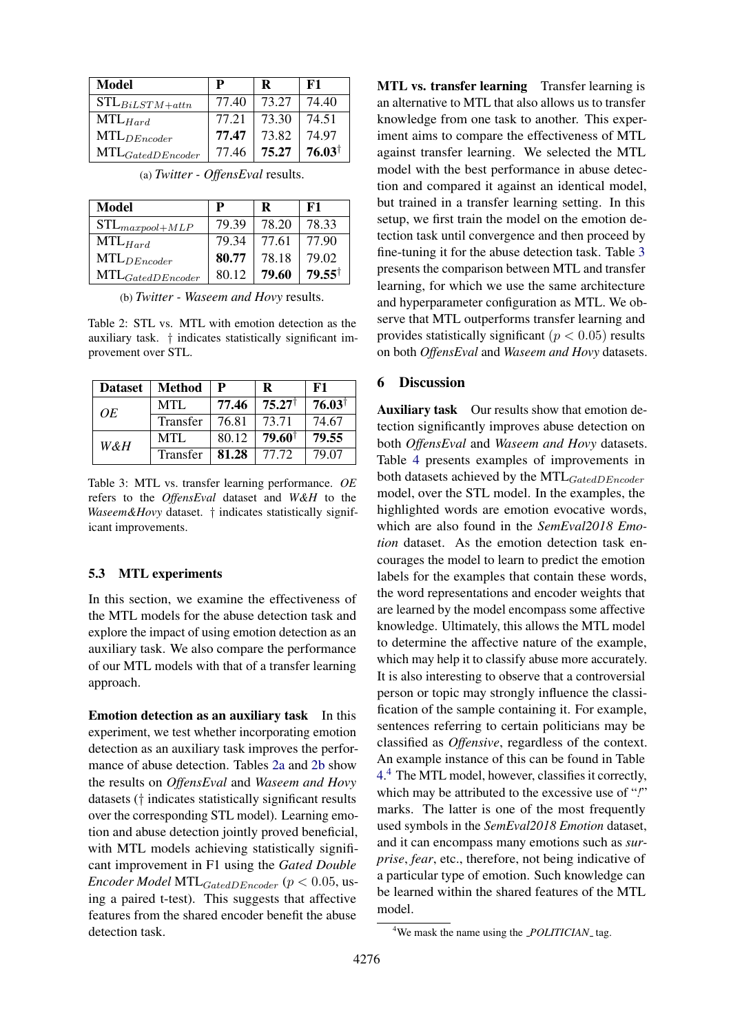| Model | P | R | F1 |
|---|---|---|---|
| $\text{STL}_{BiLSTM+attn}$ | 77.40 | 73.27 | 74.40 |
| $\text{MTL}_{Hard}$ | 77.21 | 73.30 | 74.51 |
| $\text{MTL}_{DEncoder}$ | **77.47** | 73.82 | 74.97 |
| $\text{MTL}_{GatedDEncoder}$ | 77.46 | **75.27** | **76.03**† |

(a) *Twitter - OffensEval* results.

| Model | P | R | F1 |
|---|---|---|---|
| $\text{STL}_{maxpool+MLP}$ | 79.39 | 78.20 | 78.33 |
| $\text{MTL}_{Hard}$ | 79.34 | 77.61 | 77.90 |
| $\text{MTL}_{DEncoder}$ | **80.77** | 78.18 | 79.02 |
| $\text{MTL}_{GatedDEncoder}$ | 80.12 | **79.60** | **79.55**† |

(b) *Twitter - Waseem and Hovy* results.

Table 2: STL vs. MTL with emotion detection as the auxiliary task. † indicates statistically significant improvement over STL.

| Dataset | Method | P | R | F1 |
|---|---|---|---|---|
| *OE* | MTL | **77.46** | **75.27**† | **76.03**† |
| | Transfer | 76.81 | 73.71 | 74.67 |
| *W&H* | MTL | 80.12 | **79.60**† | **79.55** |
| | Transfer | **81.28** | 77.72 | 79.07 |

Table 3: MTL vs. transfer learning performance. *OE* refers to the *OffensEval* dataset and *W&H* to the *Waseem&Hovy* dataset. † indicates statistically significant improvements.

### 5.3 MTL experiments

In this section, we examine the effectiveness of the MTL models for the abuse detection task and explore the impact of using emotion detection as an auxiliary task. We also compare the performance of our MTL models with that of a transfer learning approach.

**Emotion detection as an auxiliary task** In this experiment, we test whether incorporating emotion detection as an auxiliary task improves the performance of abuse detection. Tables 2a and 2b show the results on *OffensEval* and *Waseem and Hovy* datasets († indicates statistically significant results over the corresponding STL model). Learning emotion and abuse detection jointly proved beneficial, with MTL models achieving statistically significant improvement in F1 using the *Gated Double Encoder Model* $\text{MTL}_{GatedDEncoder}$ ($p < 0.05$, using a paired t-test). This suggests that affective features from the shared encoder benefit the abuse detection task.

**MTL vs. transfer learning** Transfer learning is an alternative to MTL that also allows us to transfer knowledge from one task to another. This experiment aims to compare the effectiveness of MTL against transfer learning. We selected the MTL model with the best performance in abuse detection and compared it against an identical model, but trained in a transfer learning setting. In this setup, we first train the model on the emotion detection task until convergence and then proceed by fine-tuning it for the abuse detection task. Table 3 presents the comparison between MTL and transfer learning, for which we use the same architecture and hyperparameter configuration as MTL. We observe that MTL outperforms transfer learning and provides statistically significant ($p < 0.05$) results on both *OffensEval* and *Waseem and Hovy* datasets.

## 6 Discussion

**Auxiliary task** Our results show that emotion detection significantly improves abuse detection on both *OffensEval* and *Waseem and Hovy* datasets. Table 4 presents examples of improvements in both datasets achieved by the $\text{MTL}_{GatedDEncoder}$ model, over the STL model. In the examples, the highlighted words are emotion evocative words, which are also found in the *SemEval2018 Emotion* dataset. As the emotion detection task encourages the model to learn to predict the emotion labels for the examples that contain these words, the word representations and encoder weights that are learned by the model encompass some affective knowledge. Ultimately, this allows the MTL model to determine the affective nature of the example, which may help it to classify abuse more accurately. It is also interesting to observe that a controversial person or topic may strongly influence the classification of the sample containing it. For example, sentences referring to certain politicians may be classified as *Offensive*, regardless of the context. An example instance of this can be found in Table 4.[4] The MTL model, however, classifies it correctly, which may be attributed to the excessive use of "!" marks. The latter is one of the most frequently used symbols in the *SemEval2018 Emotion* dataset, and it can encompass many emotions such as *surprise*, *fear*, etc., therefore, not being indicative of a particular type of emotion. Such knowledge can be learned within the shared features of the MTL model.

[4] We mask the name using the _POLITICIAN_ tag.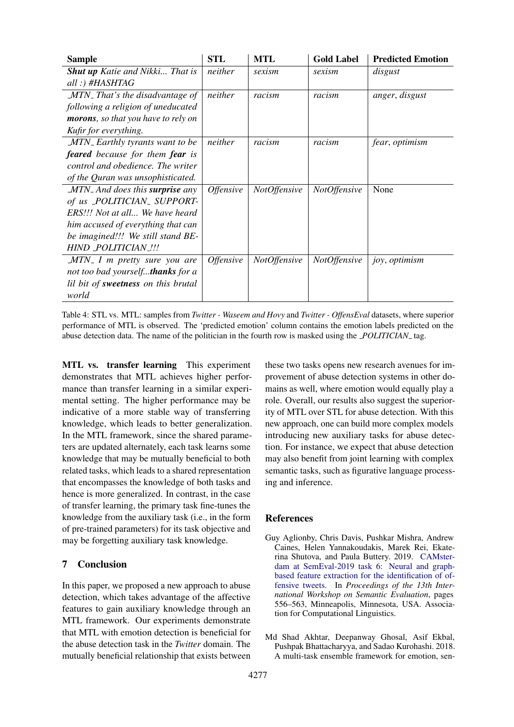| Sample | STL | MTL | Gold Label | Predicted Emotion |
|---|---|---|---|---|
| ***Shut up*** *Katie and Nikki... That is all :) #HASHTAG* | *neither* | *sexism* | *sexism* | *disgust* |
| *_MTN_ That's the disadvantage of following a religion of uneducated* ***morons****, so that you have to rely on Kufir for everything.* | *neither* | *racism* | *racism* | *anger*, *disgust* |
| *_MTN_ Earthly tyrants want to be* ***feared*** *because for them* ***fear*** *is control and obedience. The writer of the Quran was unsophisticated.* | *neither* | *racism* | *racism* | *fear*, *optimism* |
| *_MTN_ And does this* ***surprise*** *any of us _POLITICIAN_ SUPPORTERS!!! Not at all... We have heard him accused of everything that can be imagined!!! We still stand BEHIND _POLITICIAN_!!!* | *Offensive* | *NotOffensive* | *NotOffensive* | None |
| *_MTN_ I m pretty sure you are not too bad yourself...****thanks*** *for a lil bit of* ***sweetness*** *on this brutal world* | *Offensive* | *NotOffensive* | *NotOffensive* | *joy*, *optimism* |

Table 4: STL vs. MTL: samples from *Twitter - Waseem and Hovy* and *Twitter - OffensEval* datasets, where superior performance of MTL is observed. The 'predicted emotion' column contains the emotion labels predicted on the abuse detection data. The name of the politician in the fourth row is masked using the *_POLITICIAN_* tag.

**MTL vs. transfer learning** This experiment demonstrates that MTL achieves higher performance than transfer learning in a similar experimental setting. The higher performance may be indicative of a more stable way of transferring knowledge, which leads to better generalization. In the MTL framework, since the shared parameters are updated alternately, each task learns some knowledge that may be mutually beneficial to both related tasks, which leads to a shared representation that encompasses the knowledge of both tasks and hence is more generalized. In contrast, in the case of transfer learning, the primary task fine-tunes the knowledge from the auxiliary task (i.e., in the form of pre-trained parameters) for its task objective and may be forgetting auxiliary task knowledge.

## 7 Conclusion

In this paper, we proposed a new approach to abuse detection, which takes advantage of the affective features to gain auxiliary knowledge through an MTL framework. Our experiments demonstrate that MTL with emotion detection is beneficial for the abuse detection task in the *Twitter* domain. The mutually beneficial relationship that exists between these two tasks opens new research avenues for improvement of abuse detection systems in other domains as well, where emotion would equally play a role. Overall, our results also suggest the superiority of MTL over STL for abuse detection. With this new approach, one can build more complex models introducing new auxiliary tasks for abuse detection. For instance, we expect that abuse detection may also benefit from joint learning with complex semantic tasks, such as figurative language processing and inference.

## References

Guy Aglionby, Chris Davis, Pushkar Mishra, Andrew Caines, Helen Yannakoudakis, Marek Rei, Ekaterina Shutova, and Paula Buttery. 2019. CAMsterdam at SemEval-2019 task 6: Neural and graph-based feature extraction for the identification of offensive tweets. In *Proceedings of the 13th International Workshop on Semantic Evaluation*, pages 556–563, Minneapolis, Minnesota, USA. Association for Computational Linguistics.

Md Shad Akhtar, Deepanway Ghosal, Asif Ekbal, Pushpak Bhattacharyya, and Sadao Kurohashi. 2018. A multi-task ensemble framework for emotion, sen-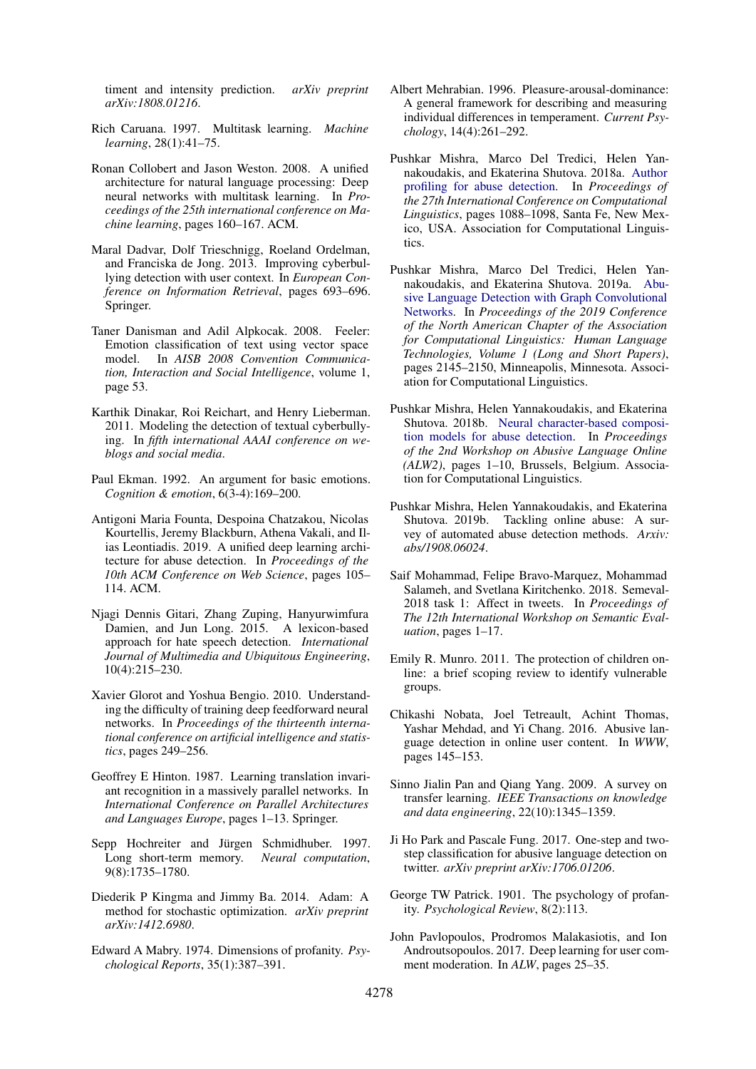timent and intensity prediction. *arXiv preprint arXiv:1808.01216*.

Rich Caruana. 1997. Multitask learning. *Machine learning*, 28(1):41–75.

Ronan Collobert and Jason Weston. 2008. A unified architecture for natural language processing: Deep neural networks with multitask learning. In *Proceedings of the 25th international conference on Machine learning*, pages 160–167. ACM.

Maral Dadvar, Dolf Trieschnigg, Roeland Ordelman, and Franciska de Jong. 2013. Improving cyberbullying detection with user context. In *European Conference on Information Retrieval*, pages 693–696. Springer.

Taner Danisman and Adil Alpkocak. 2008. Feeler: Emotion classification of text using vector space model. In *AISB 2008 Convention Communication, Interaction and Social Intelligence*, volume 1, page 53.

Karthik Dinakar, Roi Reichart, and Henry Lieberman. 2011. Modeling the detection of textual cyberbullying. In *fifth international AAAI conference on weblogs and social media*.

Paul Ekman. 1992. An argument for basic emotions. *Cognition & emotion*, 6(3-4):169–200.

Antigoni Maria Founta, Despoina Chatzakou, Nicolas Kourtellis, Jeremy Blackburn, Athena Vakali, and Ilias Leontiadis. 2019. A unified deep learning architecture for abuse detection. In *Proceedings of the 10th ACM Conference on Web Science*, pages 105–114. ACM.

Njagi Dennis Gitari, Zhang Zuping, Hanyurwimfura Damien, and Jun Long. 2015. A lexicon-based approach for hate speech detection. *International Journal of Multimedia and Ubiquitous Engineering*, 10(4):215–230.

Xavier Glorot and Yoshua Bengio. 2010. Understanding the difficulty of training deep feedforward neural networks. In *Proceedings of the thirteenth international conference on artificial intelligence and statistics*, pages 249–256.

Geoffrey E Hinton. 1987. Learning translation invariant recognition in a massively parallel networks. In *International Conference on Parallel Architectures and Languages Europe*, pages 1–13. Springer.

Sepp Hochreiter and Jürgen Schmidhuber. 1997. Long short-term memory. *Neural computation*, 9(8):1735–1780.

Diederik P Kingma and Jimmy Ba. 2014. Adam: A method for stochastic optimization. *arXiv preprint arXiv:1412.6980*.

Edward A Mabry. 1974. Dimensions of profanity. *Psychological Reports*, 35(1):387–391.

Albert Mehrabian. 1996. Pleasure-arousal-dominance: A general framework for describing and measuring individual differences in temperament. *Current Psychology*, 14(4):261–292.

Pushkar Mishra, Marco Del Tredici, Helen Yannakoudakis, and Ekaterina Shutova. 2018a. Author profiling for abuse detection. In *Proceedings of the 27th International Conference on Computational Linguistics*, pages 1088–1098, Santa Fe, New Mexico, USA. Association for Computational Linguistics.

Pushkar Mishra, Marco Del Tredici, Helen Yannakoudakis, and Ekaterina Shutova. 2019a. Abusive Language Detection with Graph Convolutional Networks. In *Proceedings of the 2019 Conference of the North American Chapter of the Association for Computational Linguistics: Human Language Technologies, Volume 1 (Long and Short Papers)*, pages 2145–2150, Minneapolis, Minnesota. Association for Computational Linguistics.

Pushkar Mishra, Helen Yannakoudakis, and Ekaterina Shutova. 2018b. Neural character-based composition models for abuse detection. In *Proceedings of the 2nd Workshop on Abusive Language Online (ALW2)*, pages 1–10, Brussels, Belgium. Association for Computational Linguistics.

Pushkar Mishra, Helen Yannakoudakis, and Ekaterina Shutova. 2019b. Tackling online abuse: A survey of automated abuse detection methods. *Arxiv: abs/1908.06024*.

Saif Mohammad, Felipe Bravo-Marquez, Mohammad Salameh, and Svetlana Kiritchenko. 2018. Semeval-2018 task 1: Affect in tweets. In *Proceedings of The 12th International Workshop on Semantic Evaluation*, pages 1–17.

Emily R. Munro. 2011. The protection of children online: a brief scoping review to identify vulnerable groups.

Chikashi Nobata, Joel Tetreault, Achint Thomas, Yashar Mehdad, and Yi Chang. 2016. Abusive language detection in online user content. In *WWW*, pages 145–153.

Sinno Jialin Pan and Qiang Yang. 2009. A survey on transfer learning. *IEEE Transactions on knowledge and data engineering*, 22(10):1345–1359.

Ji Ho Park and Pascale Fung. 2017. One-step and two-step classification for abusive language detection on twitter. *arXiv preprint arXiv:1706.01206*.

George TW Patrick. 1901. The psychology of profanity. *Psychological Review*, 8(2):113.

John Pavlopoulos, Prodromos Malakasiotis, and Ion Androutsopoulos. 2017. Deep learning for user comment moderation. In *ALW*, pages 25–35.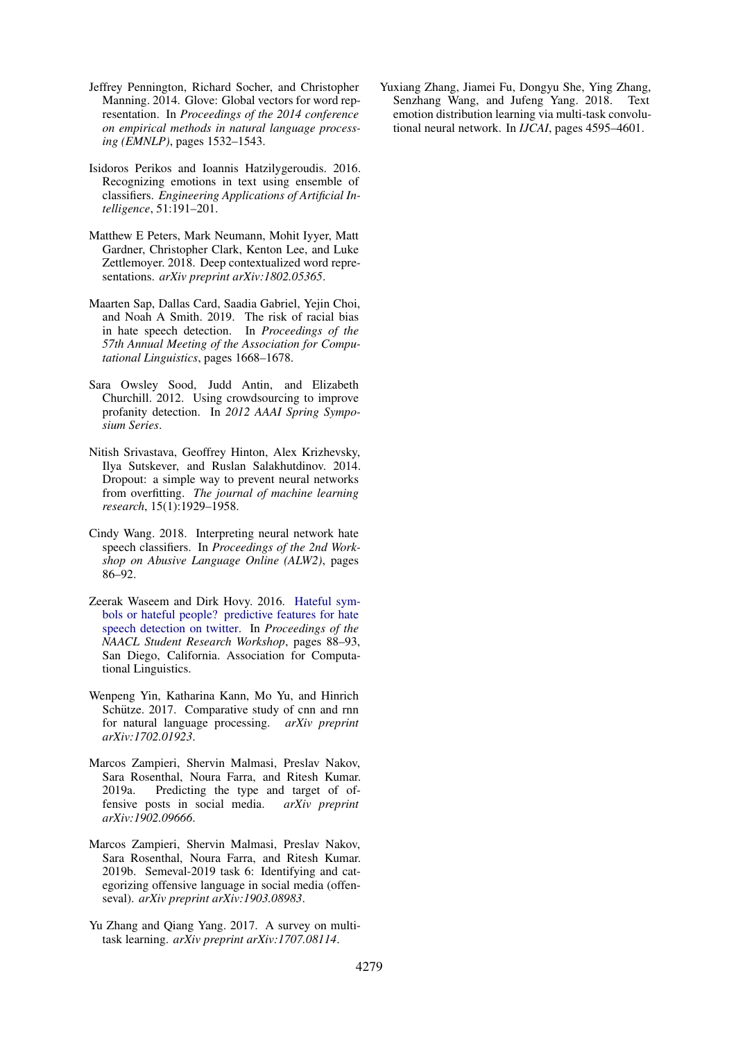Jeffrey Pennington, Richard Socher, and Christopher Manning. 2014. Glove: Global vectors for word representation. In *Proceedings of the 2014 conference on empirical methods in natural language processing (EMNLP)*, pages 1532–1543.

Isidoros Perikos and Ioannis Hatzilygeroudis. 2016. Recognizing emotions in text using ensemble of classifiers. *Engineering Applications of Artificial Intelligence*, 51:191–201.

Matthew E Peters, Mark Neumann, Mohit Iyyer, Matt Gardner, Christopher Clark, Kenton Lee, and Luke Zettlemoyer. 2018. Deep contextualized word representations. *arXiv preprint arXiv:1802.05365*.

Maarten Sap, Dallas Card, Saadia Gabriel, Yejin Choi, and Noah A Smith. 2019. The risk of racial bias in hate speech detection. In *Proceedings of the 57th Annual Meeting of the Association for Computational Linguistics*, pages 1668–1678.

Sara Owsley Sood, Judd Antin, and Elizabeth Churchill. 2012. Using crowdsourcing to improve profanity detection. In *2012 AAAI Spring Symposium Series*.

Nitish Srivastava, Geoffrey Hinton, Alex Krizhevsky, Ilya Sutskever, and Ruslan Salakhutdinov. 2014. Dropout: a simple way to prevent neural networks from overfitting. *The journal of machine learning research*, 15(1):1929–1958.

Cindy Wang. 2018. Interpreting neural network hate speech classifiers. In *Proceedings of the 2nd Workshop on Abusive Language Online (ALW2)*, pages 86–92.

Zeerak Waseem and Dirk Hovy. 2016. Hateful symbols or hateful people? predictive features for hate speech detection on twitter. In *Proceedings of the NAACL Student Research Workshop*, pages 88–93, San Diego, California. Association for Computational Linguistics.

Wenpeng Yin, Katharina Kann, Mo Yu, and Hinrich Schütze. 2017. Comparative study of cnn and rnn for natural language processing. *arXiv preprint arXiv:1702.01923*.

Marcos Zampieri, Shervin Malmasi, Preslav Nakov, Sara Rosenthal, Noura Farra, and Ritesh Kumar. 2019a. Predicting the type and target of offensive posts in social media. *arXiv preprint arXiv:1902.09666*.

Marcos Zampieri, Shervin Malmasi, Preslav Nakov, Sara Rosenthal, Noura Farra, and Ritesh Kumar. 2019b. Semeval-2019 task 6: Identifying and categorizing offensive language in social media (offenseval). *arXiv preprint arXiv:1903.08983*.

Yu Zhang and Qiang Yang. 2017. A survey on multitask learning. *arXiv preprint arXiv:1707.08114*.

Yuxiang Zhang, Jiamei Fu, Dongyu She, Ying Zhang, Senzhang Wang, and Jufeng Yang. 2018. Text emotion distribution learning via multi-task convolutional neural network. In *IJCAI*, pages 4595–4601.